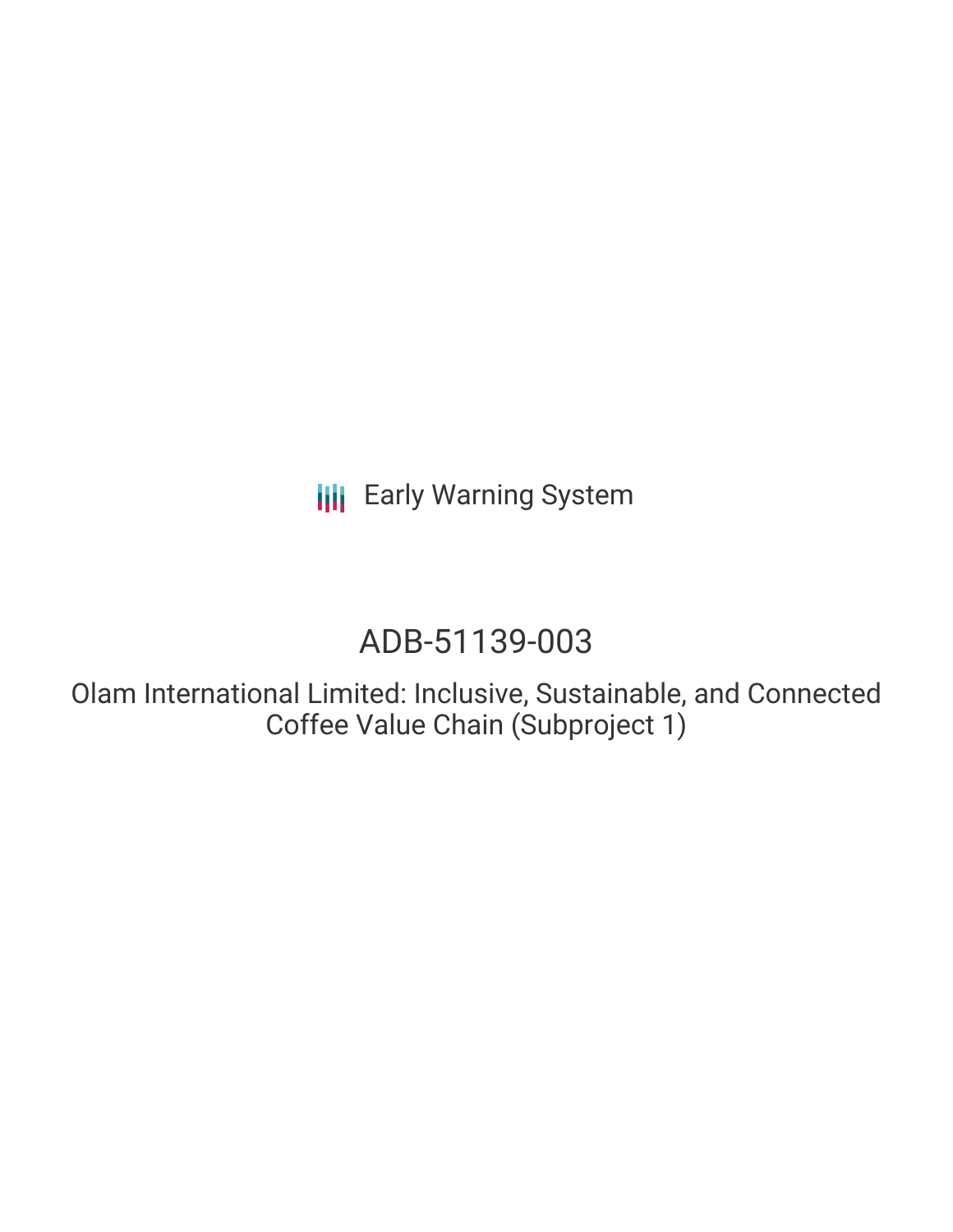Early Warning System

# ADB-51139-003

## Olam International Limited: Inclusive, Sustainable, and Connected Coffee Value Chain (Subproject 1)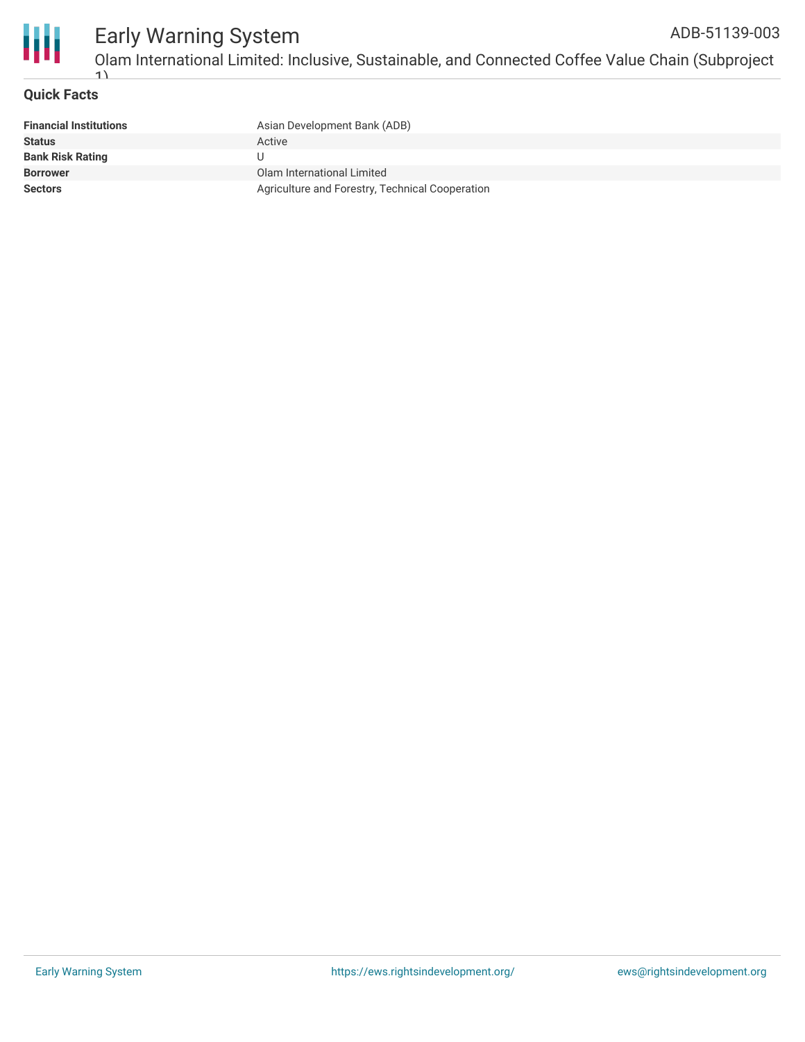## Quick Facts

| | |
|---|---|
| **Financial Institutions** | Asian Development Bank (ADB) |
| **Status** | Active |
| **Bank Risk Rating** | U |
| **Borrower** | Olam International Limited |
| **Sectors** | Agriculture and Forestry, Technical Cooperation |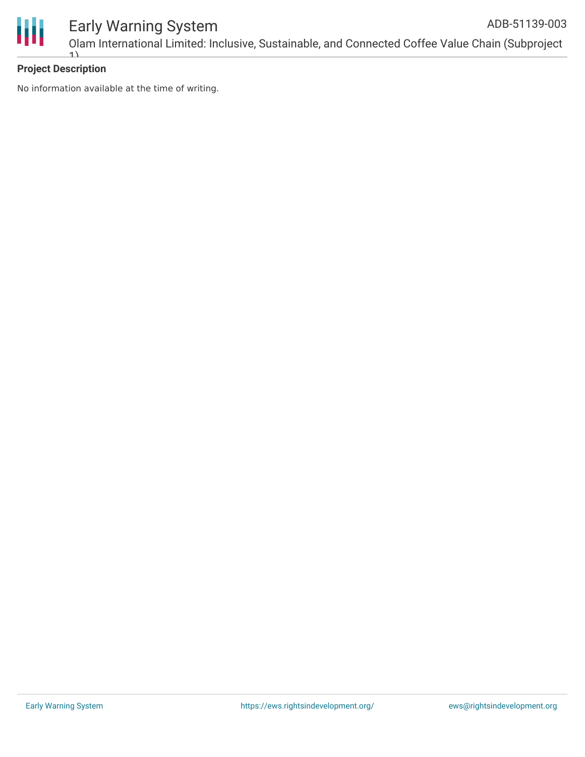**Project Description**

No information available at the time of writing.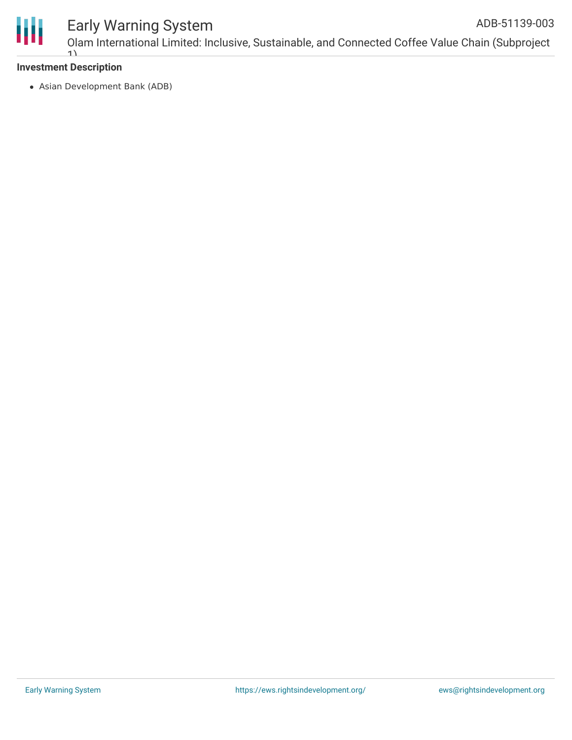**Investment Description**

- Asian Development Bank (ADB)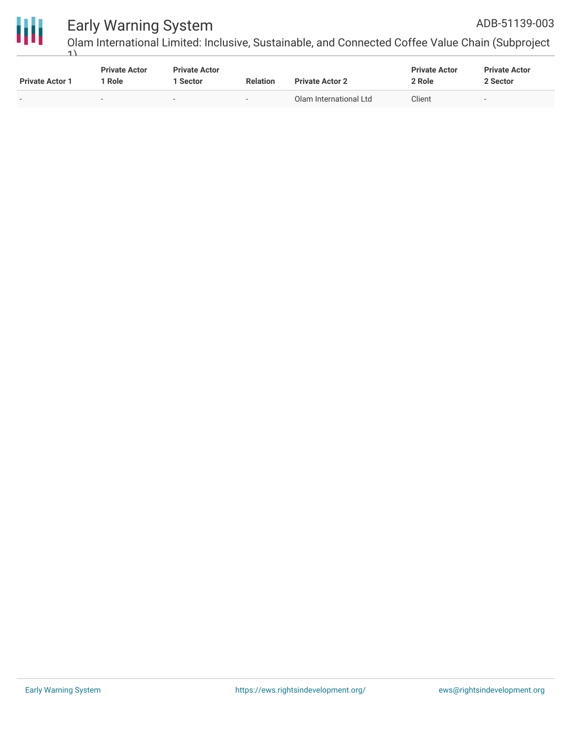| Private Actor 1 | Private Actor 1 Role | Private Actor 1 Sector | Relation | Private Actor 2 | Private Actor 2 Role | Private Actor 2 Sector |
|---|---|---|---|---|---|---|
| - | - | - | - | Olam International Ltd | Client | - |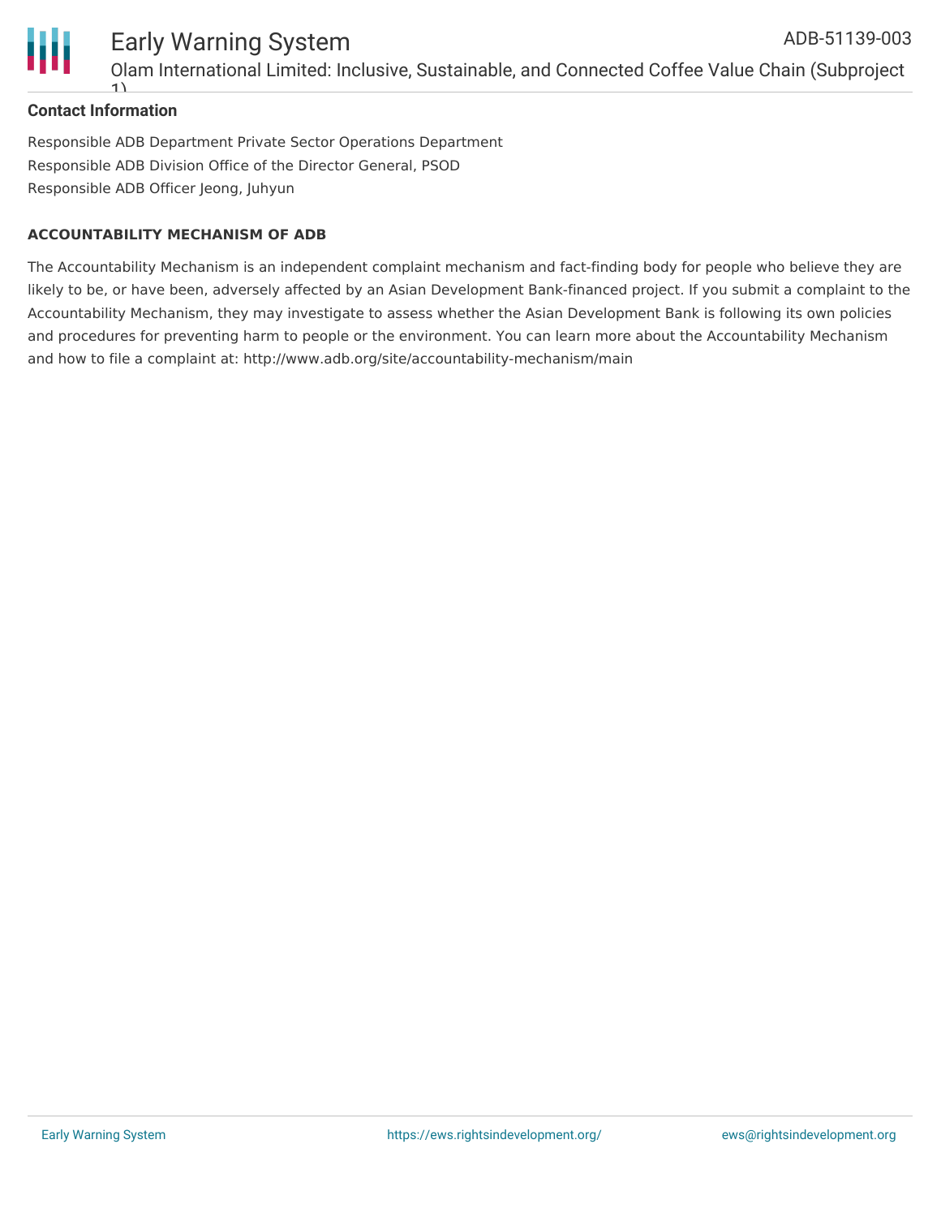### Contact Information

Responsible ADB Department Private Sector Operations Department
Responsible ADB Division Office of the Director General, PSOD
Responsible ADB Officer Jeong, Juhyun

#### ACCOUNTABILITY MECHANISM OF ADB

The Accountability Mechanism is an independent complaint mechanism and fact-finding body for people who believe they are likely to be, or have been, adversely affected by an Asian Development Bank-financed project. If you submit a complaint to the Accountability Mechanism, they may investigate to assess whether the Asian Development Bank is following its own policies and procedures for preventing harm to people or the environment. You can learn more about the Accountability Mechanism and how to file a complaint at: http://www.adb.org/site/accountability-mechanism/main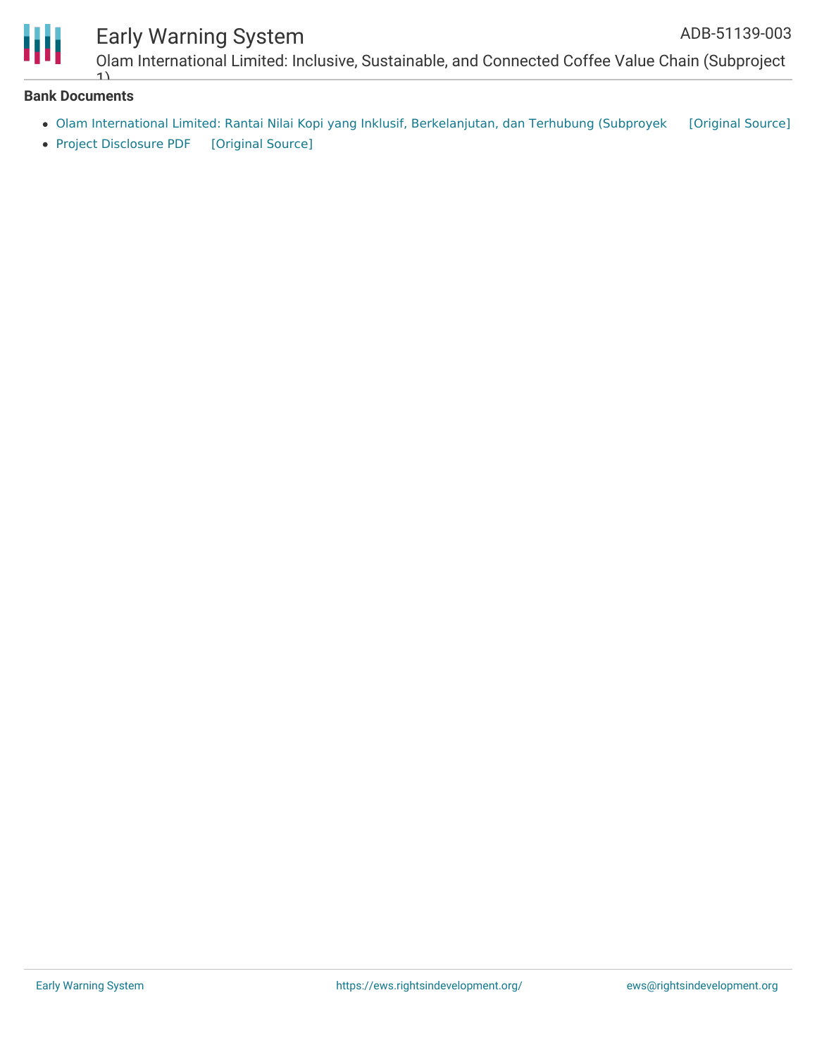**Bank Documents**

- Olam International Limited: Rantai Nilai Kopi yang Inklusif, Berkelanjutan, dan Terhubung (Subproyek [Original Source]
- Project Disclosure PDF [Original Source]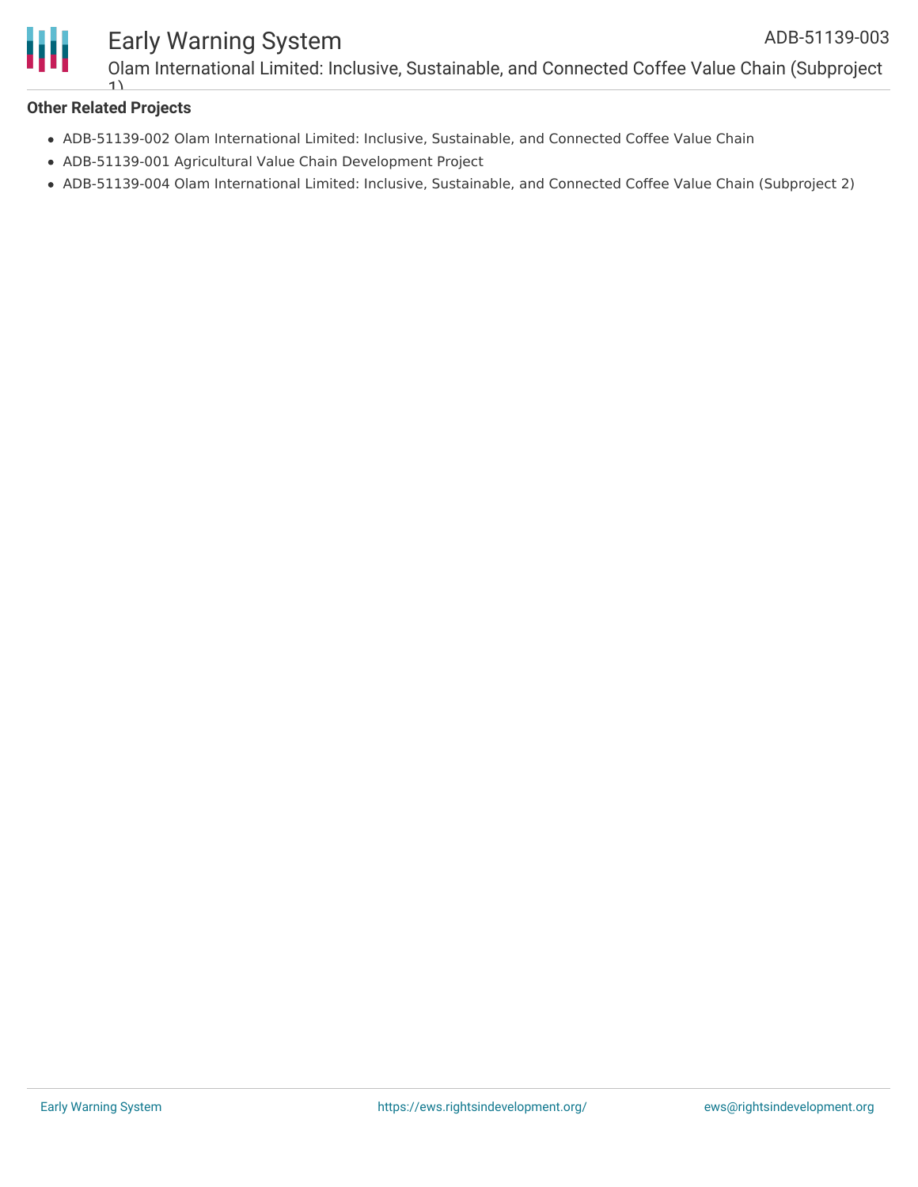**Other Related Projects**

- ADB-51139-002 Olam International Limited: Inclusive, Sustainable, and Connected Coffee Value Chain
- ADB-51139-001 Agricultural Value Chain Development Project
- ADB-51139-004 Olam International Limited: Inclusive, Sustainable, and Connected Coffee Value Chain (Subproject 2)